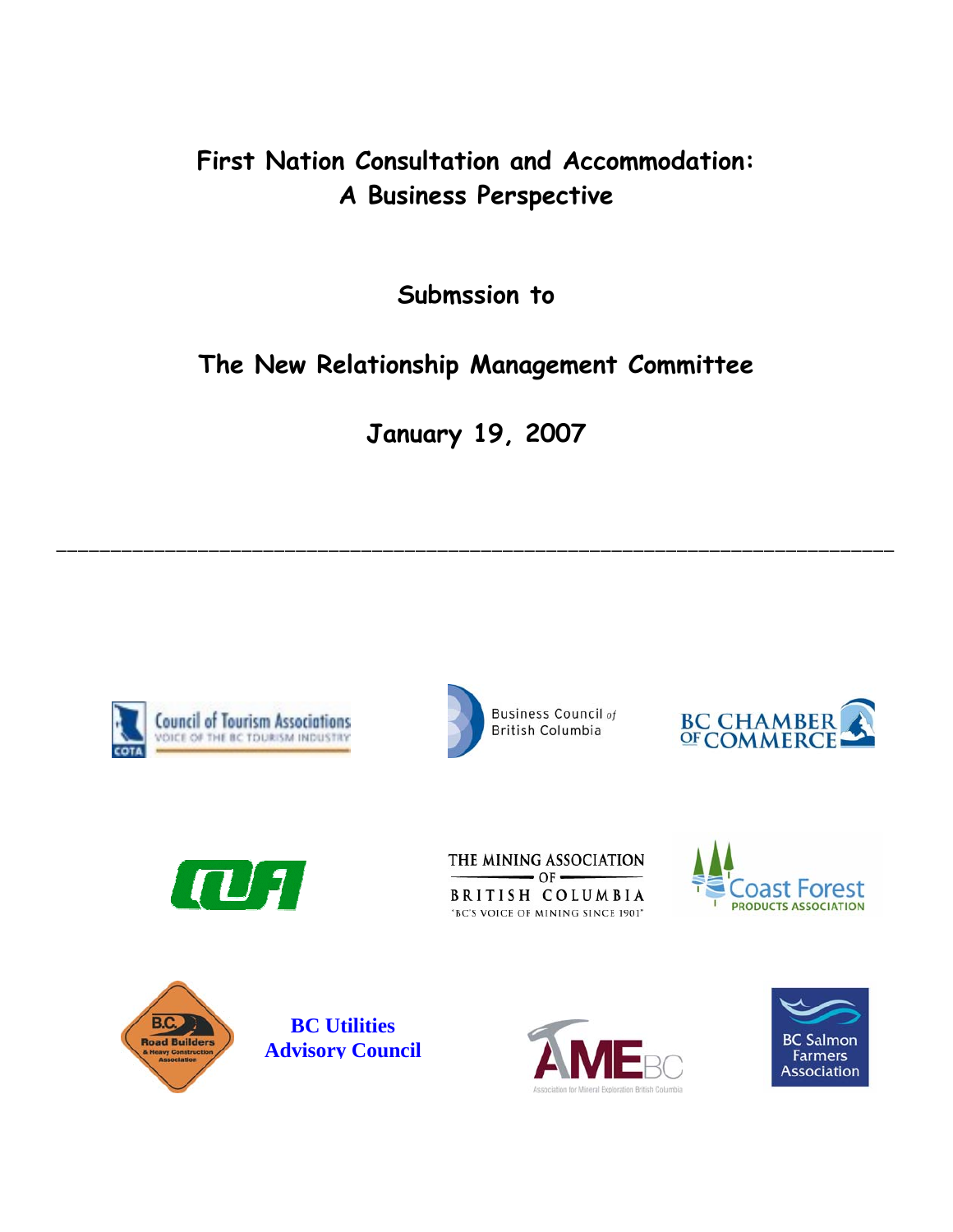# First Nation Consultation and Accommodation: A Business Perspective

## Submssion to

## The New Relationship Management Committee

## January 19, 2007

---

Council of Tourism Associations — Voice of the BC Tourism Industry

Business Council of British Columbia

BC Chamber of Commerce

The Mining Association of British Columbia — "BC's Voice of Mining Since 1901"

Coast Forest Products Association

B.C. Road Builders & Heavy Construction Association

**BC Utilities Advisory Council**

AMEBC — Association for Mineral Exploration British Columbia

BC Salmon Farmers Association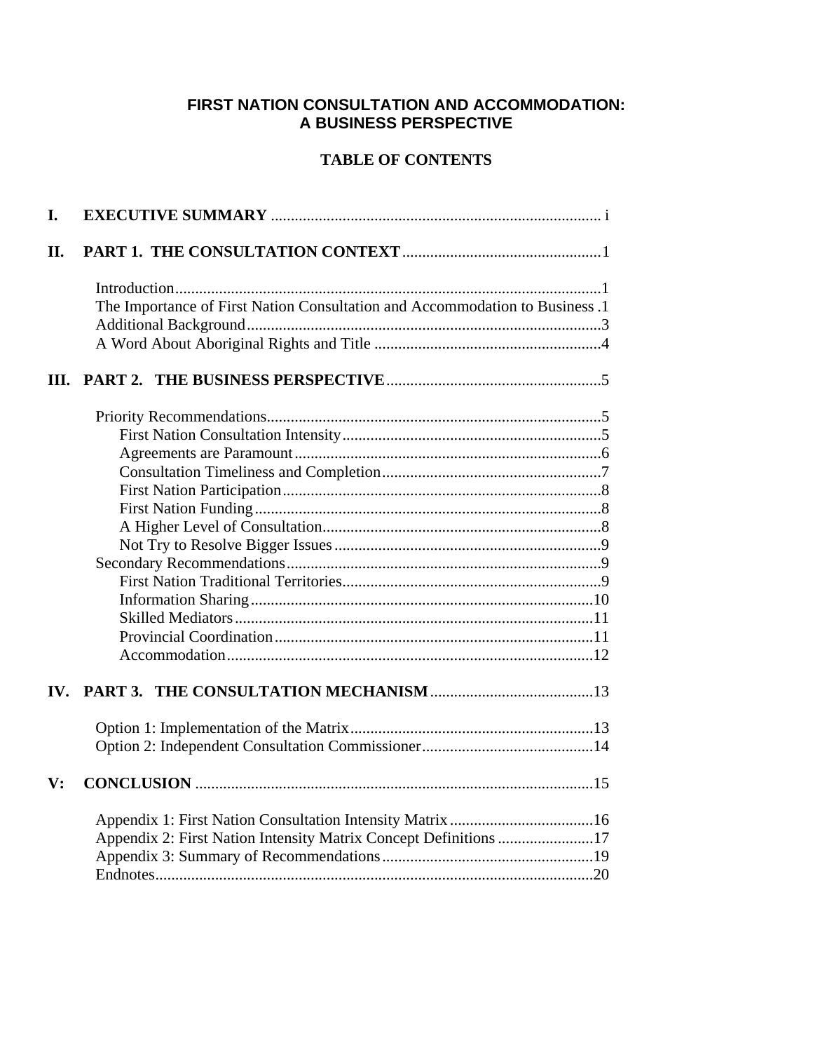# FIRST NATION CONSULTATION AND ACCOMMODATION: A BUSINESS PERSPECTIVE

## TABLE OF CONTENTS

**I. EXECUTIVE SUMMARY** .......... i

**II. PART 1. THE CONSULTATION CONTEXT** .......... 1

- Introduction .......... 1
- The Importance of First Nation Consultation and Accommodation to Business .......... 1
- Additional Background .......... 3
- A Word About Aboriginal Rights and Title .......... 4

**III. PART 2. THE BUSINESS PERSPECTIVE** .......... 5

- Priority Recommendations .......... 5
  - First Nation Consultation Intensity .......... 5
  - Agreements are Paramount .......... 6
  - Consultation Timeliness and Completion .......... 7
  - First Nation Participation .......... 8
  - First Nation Funding .......... 8
  - A Higher Level of Consultation .......... 8
  - Not Try to Resolve Bigger Issues .......... 9
- Secondary Recommendations .......... 9
  - First Nation Traditional Territories .......... 9
  - Information Sharing .......... 10
  - Skilled Mediators .......... 11
  - Provincial Coordination .......... 11
  - Accommodation .......... 12

**IV. PART 3. THE CONSULTATION MECHANISM** .......... 13

- Option 1: Implementation of the Matrix .......... 13
- Option 2: Independent Consultation Commissioner .......... 14

**V: CONCLUSION** .......... 15

- Appendix 1: First Nation Consultation Intensity Matrix .......... 16
- Appendix 2: First Nation Intensity Matrix Concept Definitions .......... 17
- Appendix 3: Summary of Recommendations .......... 19
- Endnotes .......... 20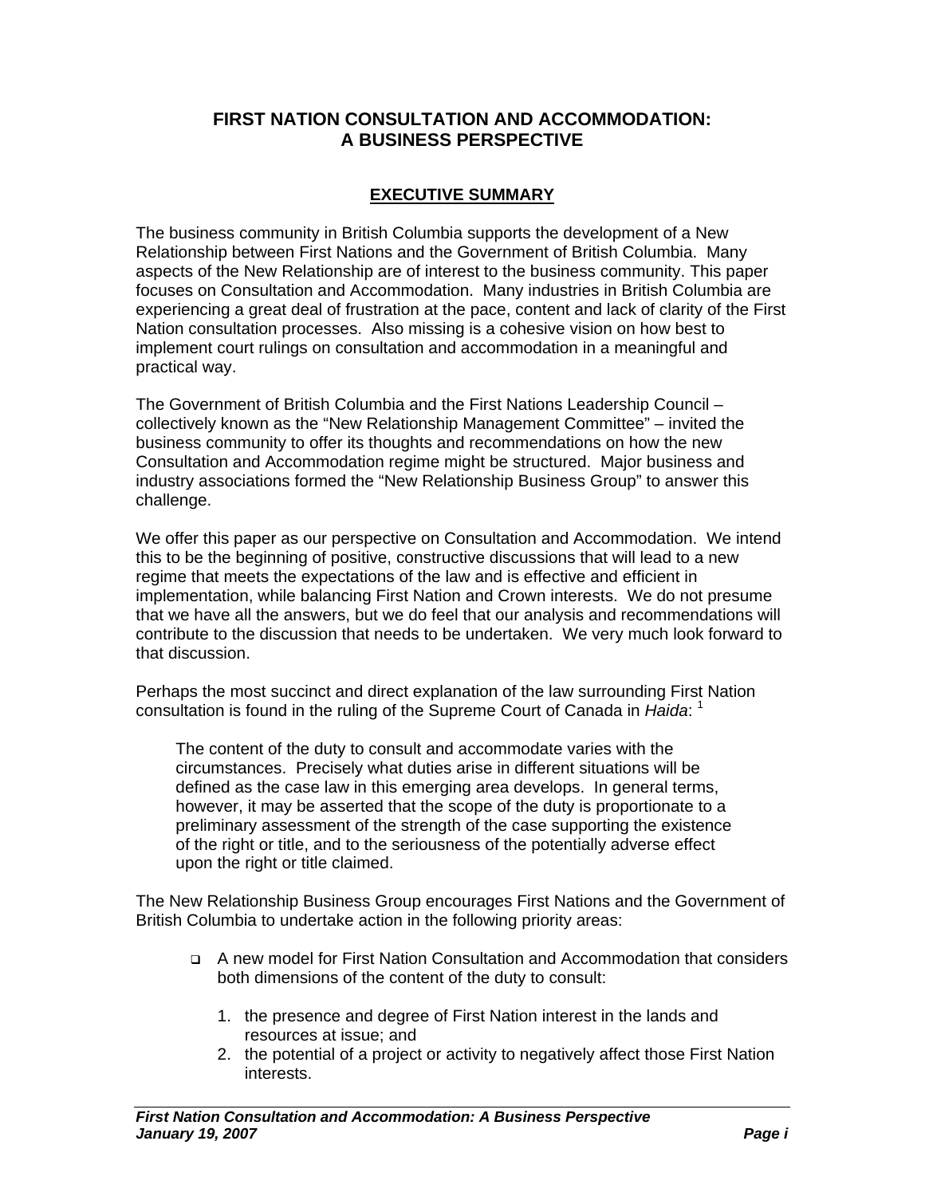## FIRST NATION CONSULTATION AND ACCOMMODATION: A BUSINESS PERSPECTIVE

### EXECUTIVE SUMMARY

The business community in British Columbia supports the development of a New Relationship between First Nations and the Government of British Columbia. Many aspects of the New Relationship are of interest to the business community. This paper focuses on Consultation and Accommodation. Many industries in British Columbia are experiencing a great deal of frustration at the pace, content and lack of clarity of the First Nation consultation processes. Also missing is a cohesive vision on how best to implement court rulings on consultation and accommodation in a meaningful and practical way.

The Government of British Columbia and the First Nations Leadership Council – collectively known as the "New Relationship Management Committee" – invited the business community to offer its thoughts and recommendations on how the new Consultation and Accommodation regime might be structured. Major business and industry associations formed the "New Relationship Business Group" to answer this challenge.

We offer this paper as our perspective on Consultation and Accommodation. We intend this to be the beginning of positive, constructive discussions that will lead to a new regime that meets the expectations of the law and is effective and efficient in implementation, while balancing First Nation and Crown interests. We do not presume that we have all the answers, but we do feel that our analysis and recommendations will contribute to the discussion that needs to be undertaken. We very much look forward to that discussion.

Perhaps the most succinct and direct explanation of the law surrounding First Nation consultation is found in the ruling of the Supreme Court of Canada in *Haida*: [1]

> The content of the duty to consult and accommodate varies with the circumstances. Precisely what duties arise in different situations will be defined as the case law in this emerging area develops. In general terms, however, it may be asserted that the scope of the duty is proportionate to a preliminary assessment of the strength of the case supporting the existence of the right or title, and to the seriousness of the potentially adverse effect upon the right or title claimed.

The New Relationship Business Group encourages First Nations and the Government of British Columbia to undertake action in the following priority areas:

- A new model for First Nation Consultation and Accommodation that considers both dimensions of the content of the duty to consult:
  1. the presence and degree of First Nation interest in the lands and resources at issue; and
  2. the potential of a project or activity to negatively affect those First Nation interests.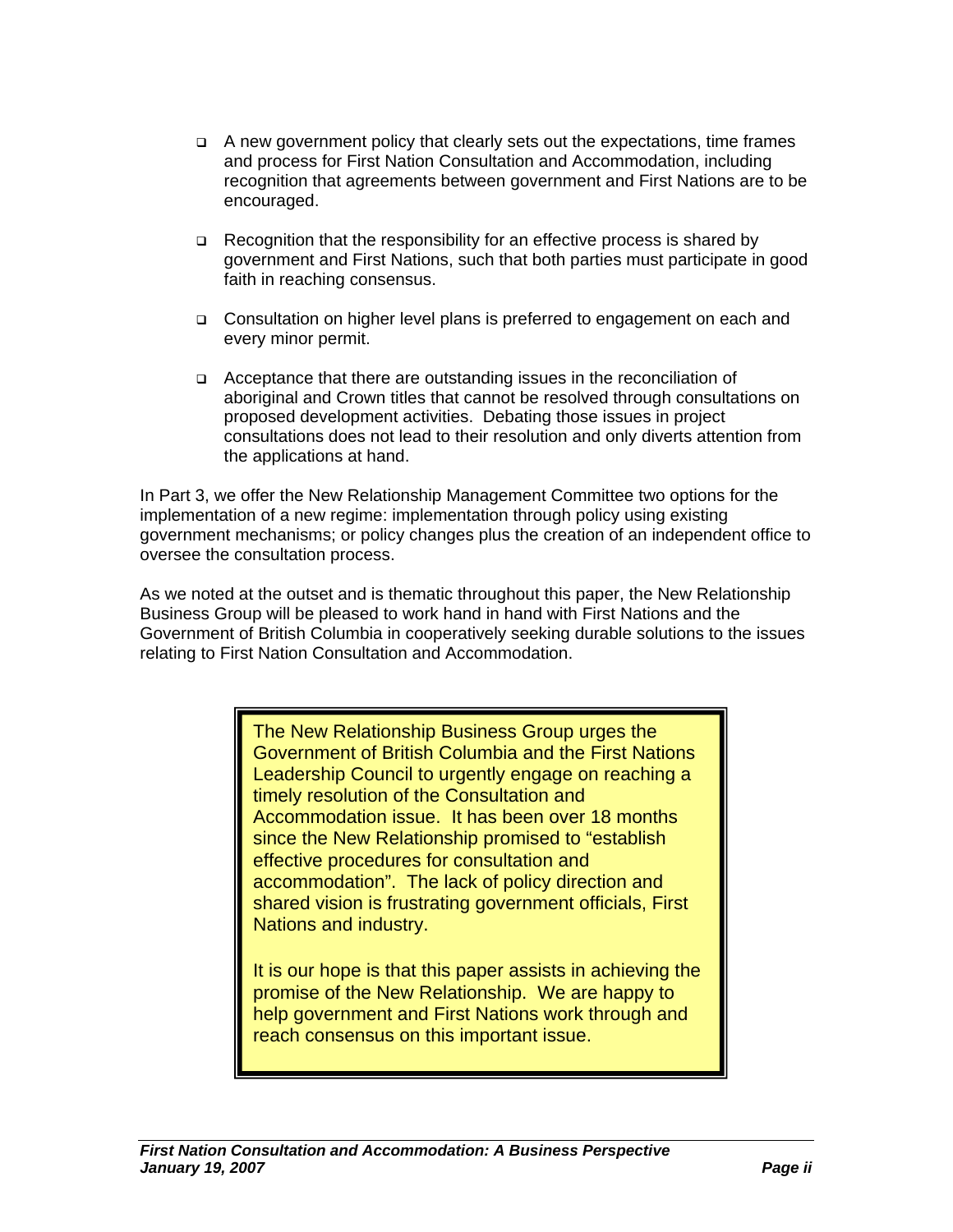- A new government policy that clearly sets out the expectations, time frames and process for First Nation Consultation and Accommodation, including recognition that agreements between government and First Nations are to be encouraged.

- Recognition that the responsibility for an effective process is shared by government and First Nations, such that both parties must participate in good faith in reaching consensus.

- Consultation on higher level plans is preferred to engagement on each and every minor permit.

- Acceptance that there are outstanding issues in the reconciliation of aboriginal and Crown titles that cannot be resolved through consultations on proposed development activities. Debating those issues in project consultations does not lead to their resolution and only diverts attention from the applications at hand.

In Part 3, we offer the New Relationship Management Committee two options for the implementation of a new regime: implementation through policy using existing government mechanisms; or policy changes plus the creation of an independent office to oversee the consultation process.

As we noted at the outset and is thematic throughout this paper, the New Relationship Business Group will be pleased to work hand in hand with First Nations and the Government of British Columbia in cooperatively seeking durable solutions to the issues relating to First Nation Consultation and Accommodation.

> The New Relationship Business Group urges the Government of British Columbia and the First Nations Leadership Council to urgently engage on reaching a timely resolution of the Consultation and Accommodation issue. It has been over 18 months since the New Relationship promised to "establish effective procedures for consultation and accommodation". The lack of policy direction and shared vision is frustrating government officials, First Nations and industry.
>
> It is our hope is that this paper assists in achieving the promise of the New Relationship. We are happy to help government and First Nations work through and reach consensus on this important issue.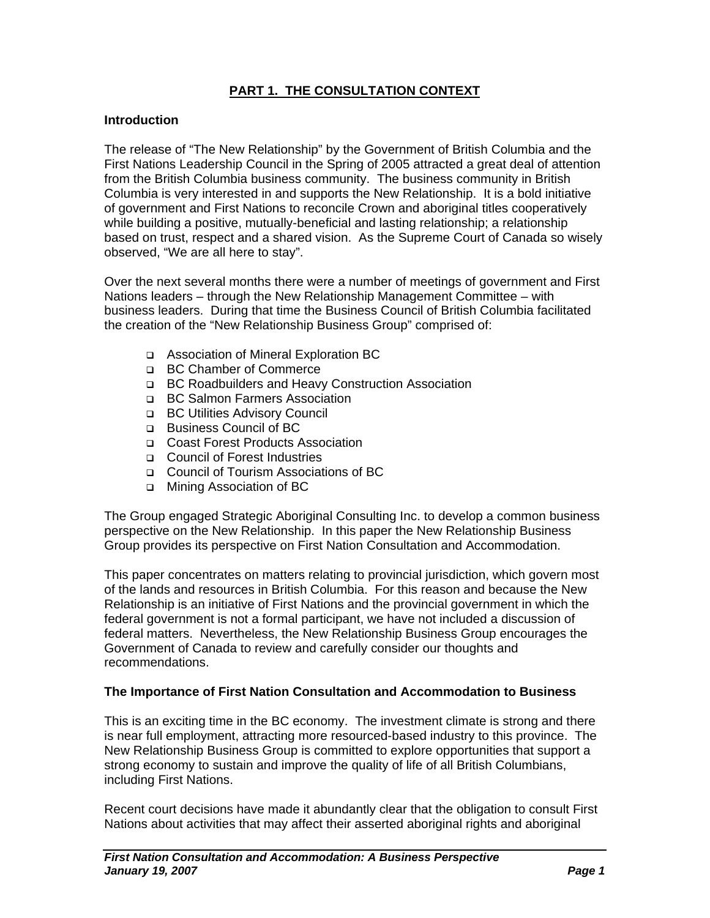# PART 1. THE CONSULTATION CONTEXT

## Introduction

The release of "The New Relationship" by the Government of British Columbia and the First Nations Leadership Council in the Spring of 2005 attracted a great deal of attention from the British Columbia business community. The business community in British Columbia is very interested in and supports the New Relationship. It is a bold initiative of government and First Nations to reconcile Crown and aboriginal titles cooperatively while building a positive, mutually-beneficial and lasting relationship; a relationship based on trust, respect and a shared vision. As the Supreme Court of Canada so wisely observed, "We are all here to stay".

Over the next several months there were a number of meetings of government and First Nations leaders – through the New Relationship Management Committee – with business leaders. During that time the Business Council of British Columbia facilitated the creation of the "New Relationship Business Group" comprised of:

- Association of Mineral Exploration BC
- BC Chamber of Commerce
- BC Roadbuilders and Heavy Construction Association
- BC Salmon Farmers Association
- BC Utilities Advisory Council
- Business Council of BC
- Coast Forest Products Association
- Council of Forest Industries
- Council of Tourism Associations of BC
- Mining Association of BC

The Group engaged Strategic Aboriginal Consulting Inc. to develop a common business perspective on the New Relationship. In this paper the New Relationship Business Group provides its perspective on First Nation Consultation and Accommodation.

This paper concentrates on matters relating to provincial jurisdiction, which govern most of the lands and resources in British Columbia. For this reason and because the New Relationship is an initiative of First Nations and the provincial government in which the federal government is not a formal participant, we have not included a discussion of federal matters. Nevertheless, the New Relationship Business Group encourages the Government of Canada to review and carefully consider our thoughts and recommendations.

## The Importance of First Nation Consultation and Accommodation to Business

This is an exciting time in the BC economy. The investment climate is strong and there is near full employment, attracting more resourced-based industry to this province. The New Relationship Business Group is committed to explore opportunities that support a strong economy to sustain and improve the quality of life of all British Columbians, including First Nations.

Recent court decisions have made it abundantly clear that the obligation to consult First Nations about activities that may affect their asserted aboriginal rights and aboriginal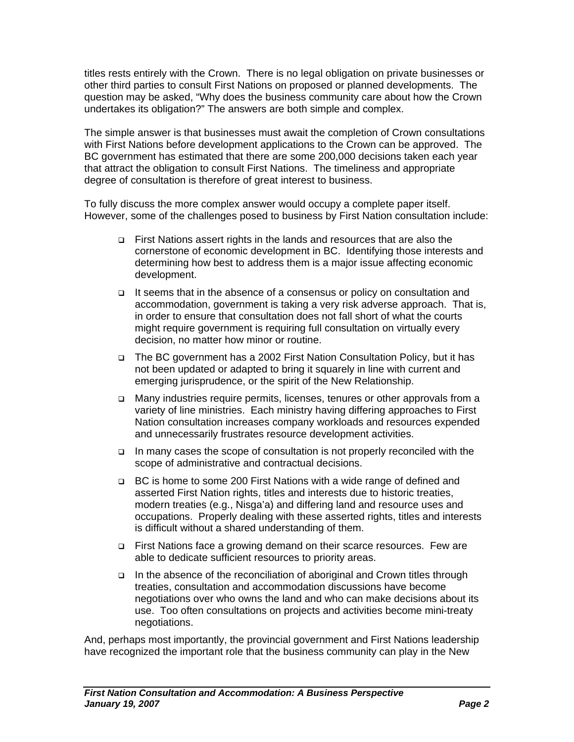titles rests entirely with the Crown. There is no legal obligation on private businesses or other third parties to consult First Nations on proposed or planned developments. The question may be asked, "Why does the business community care about how the Crown undertakes its obligation?" The answers are both simple and complex.

The simple answer is that businesses must await the completion of Crown consultations with First Nations before development applications to the Crown can be approved. The BC government has estimated that there are some 200,000 decisions taken each year that attract the obligation to consult First Nations. The timeliness and appropriate degree of consultation is therefore of great interest to business.

To fully discuss the more complex answer would occupy a complete paper itself. However, some of the challenges posed to business by First Nation consultation include:

- First Nations assert rights in the lands and resources that are also the cornerstone of economic development in BC. Identifying those interests and determining how best to address them is a major issue affecting economic development.
- It seems that in the absence of a consensus or policy on consultation and accommodation, government is taking a very risk adverse approach. That is, in order to ensure that consultation does not fall short of what the courts might require government is requiring full consultation on virtually every decision, no matter how minor or routine.
- The BC government has a 2002 First Nation Consultation Policy, but it has not been updated or adapted to bring it squarely in line with current and emerging jurisprudence, or the spirit of the New Relationship.
- Many industries require permits, licenses, tenures or other approvals from a variety of line ministries. Each ministry having differing approaches to First Nation consultation increases company workloads and resources expended and unnecessarily frustrates resource development activities.
- In many cases the scope of consultation is not properly reconciled with the scope of administrative and contractual decisions.
- BC is home to some 200 First Nations with a wide range of defined and asserted First Nation rights, titles and interests due to historic treaties, modern treaties (e.g., Nisga'a) and differing land and resource uses and occupations. Properly dealing with these asserted rights, titles and interests is difficult without a shared understanding of them.
- First Nations face a growing demand on their scarce resources. Few are able to dedicate sufficient resources to priority areas.
- In the absence of the reconciliation of aboriginal and Crown titles through treaties, consultation and accommodation discussions have become negotiations over who owns the land and who can make decisions about its use. Too often consultations on projects and activities become mini-treaty negotiations.

And, perhaps most importantly, the provincial government and First Nations leadership have recognized the important role that the business community can play in the New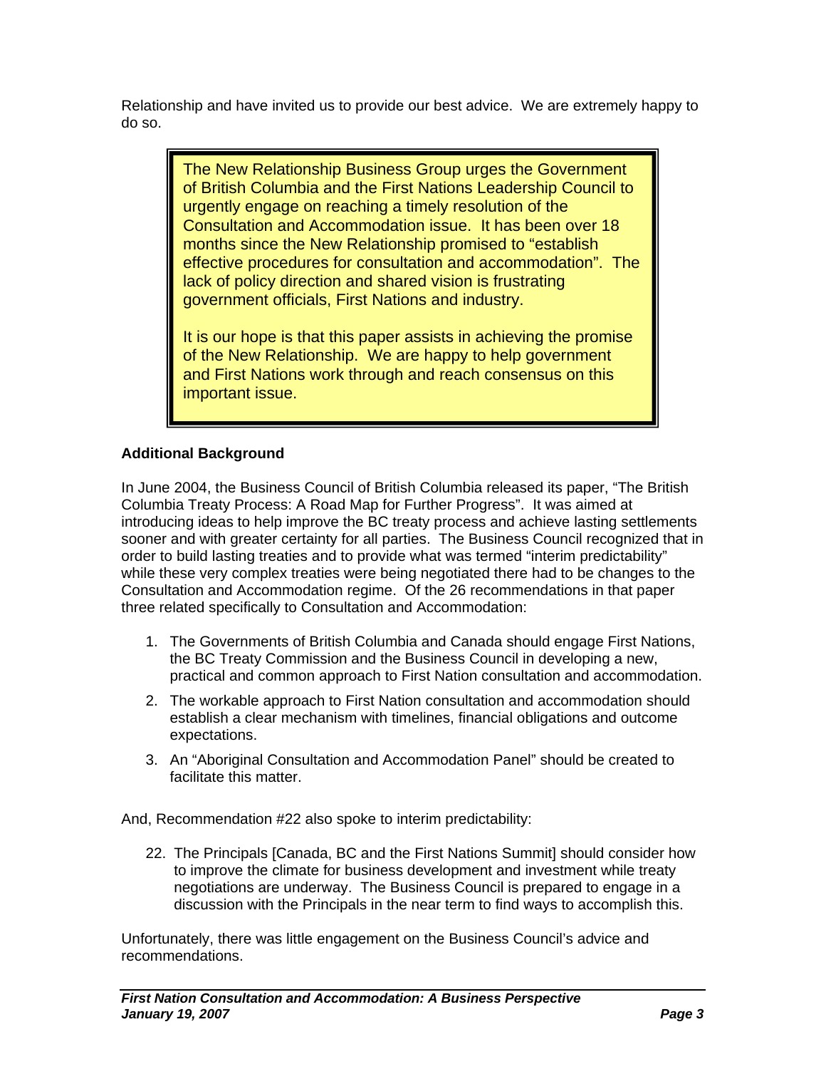Relationship and have invited us to provide our best advice. We are extremely happy to do so.

> The New Relationship Business Group urges the Government of British Columbia and the First Nations Leadership Council to urgently engage on reaching a timely resolution of the Consultation and Accommodation issue. It has been over 18 months since the New Relationship promised to "establish effective procedures for consultation and accommodation". The lack of policy direction and shared vision is frustrating government officials, First Nations and industry.
>
> It is our hope is that this paper assists in achieving the promise of the New Relationship. We are happy to help government and First Nations work through and reach consensus on this important issue.

**Additional Background**

In June 2004, the Business Council of British Columbia released its paper, "The British Columbia Treaty Process: A Road Map for Further Progress". It was aimed at introducing ideas to help improve the BC treaty process and achieve lasting settlements sooner and with greater certainty for all parties. The Business Council recognized that in order to build lasting treaties and to provide what was termed "interim predictability" while these very complex treaties were being negotiated there had to be changes to the Consultation and Accommodation regime. Of the 26 recommendations in that paper three related specifically to Consultation and Accommodation:

1. The Governments of British Columbia and Canada should engage First Nations, the BC Treaty Commission and the Business Council in developing a new, practical and common approach to First Nation consultation and accommodation.
2. The workable approach to First Nation consultation and accommodation should establish a clear mechanism with timelines, financial obligations and outcome expectations.
3. An "Aboriginal Consultation and Accommodation Panel" should be created to facilitate this matter.

And, Recommendation #22 also spoke to interim predictability:

22. The Principals [Canada, BC and the First Nations Summit] should consider how to improve the climate for business development and investment while treaty negotiations are underway. The Business Council is prepared to engage in a discussion with the Principals in the near term to find ways to accomplish this.

Unfortunately, there was little engagement on the Business Council's advice and recommendations.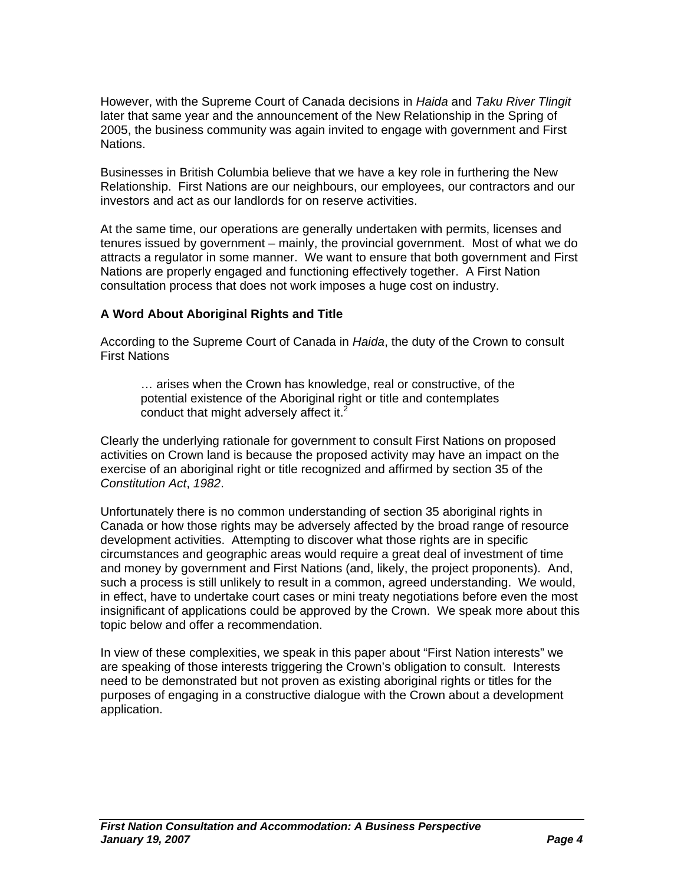However, with the Supreme Court of Canada decisions in *Haida* and *Taku River Tlingit* later that same year and the announcement of the New Relationship in the Spring of 2005, the business community was again invited to engage with government and First Nations.

Businesses in British Columbia believe that we have a key role in furthering the New Relationship. First Nations are our neighbours, our employees, our contractors and our investors and act as our landlords for on reserve activities.

At the same time, our operations are generally undertaken with permits, licenses and tenures issued by government – mainly, the provincial government. Most of what we do attracts a regulator in some manner. We want to ensure that both government and First Nations are properly engaged and functioning effectively together. A First Nation consultation process that does not work imposes a huge cost on industry.

### A Word About Aboriginal Rights and Title

According to the Supreme Court of Canada in *Haida*, the duty of the Crown to consult First Nations

> … arises when the Crown has knowledge, real or constructive, of the potential existence of the Aboriginal right or title and contemplates conduct that might adversely affect it.[2]

Clearly the underlying rationale for government to consult First Nations on proposed activities on Crown land is because the proposed activity may have an impact on the exercise of an aboriginal right or title recognized and affirmed by section 35 of the *Constitution Act*, *1982*.

Unfortunately there is no common understanding of section 35 aboriginal rights in Canada or how those rights may be adversely affected by the broad range of resource development activities. Attempting to discover what those rights are in specific circumstances and geographic areas would require a great deal of investment of time and money by government and First Nations (and, likely, the project proponents). And, such a process is still unlikely to result in a common, agreed understanding. We would, in effect, have to undertake court cases or mini treaty negotiations before even the most insignificant of applications could be approved by the Crown. We speak more about this topic below and offer a recommendation.

In view of these complexities, we speak in this paper about "First Nation interests" we are speaking of those interests triggering the Crown's obligation to consult. Interests need to be demonstrated but not proven as existing aboriginal rights or titles for the purposes of engaging in a constructive dialogue with the Crown about a development application.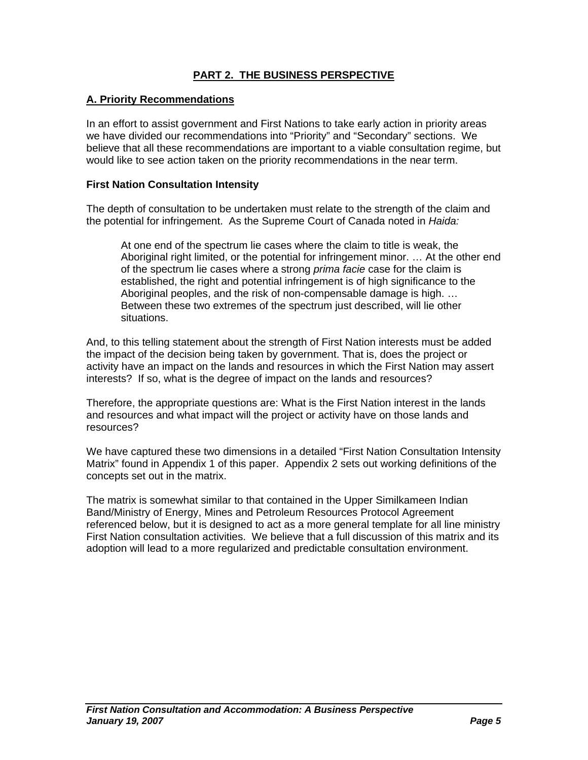## PART 2. THE BUSINESS PERSPECTIVE

### A. Priority Recommendations

In an effort to assist government and First Nations to take early action in priority areas we have divided our recommendations into "Priority" and "Secondary" sections. We believe that all these recommendations are important to a viable consultation regime, but would like to see action taken on the priority recommendations in the near term.

**First Nation Consultation Intensity**

The depth of consultation to be undertaken must relate to the strength of the claim and the potential for infringement. As the Supreme Court of Canada noted in *Haida:*

> At one end of the spectrum lie cases where the claim to title is weak, the Aboriginal right limited, or the potential for infringement minor. … At the other end of the spectrum lie cases where a strong *prima facie* case for the claim is established, the right and potential infringement is of high significance to the Aboriginal peoples, and the risk of non-compensable damage is high. … Between these two extremes of the spectrum just described, will lie other situations.

And, to this telling statement about the strength of First Nation interests must be added the impact of the decision being taken by government. That is, does the project or activity have an impact on the lands and resources in which the First Nation may assert interests? If so, what is the degree of impact on the lands and resources?

Therefore, the appropriate questions are: What is the First Nation interest in the lands and resources and what impact will the project or activity have on those lands and resources?

We have captured these two dimensions in a detailed "First Nation Consultation Intensity Matrix" found in Appendix 1 of this paper. Appendix 2 sets out working definitions of the concepts set out in the matrix.

The matrix is somewhat similar to that contained in the Upper Similkameen Indian Band/Ministry of Energy, Mines and Petroleum Resources Protocol Agreement referenced below, but it is designed to act as a more general template for all line ministry First Nation consultation activities. We believe that a full discussion of this matrix and its adoption will lead to a more regularized and predictable consultation environment.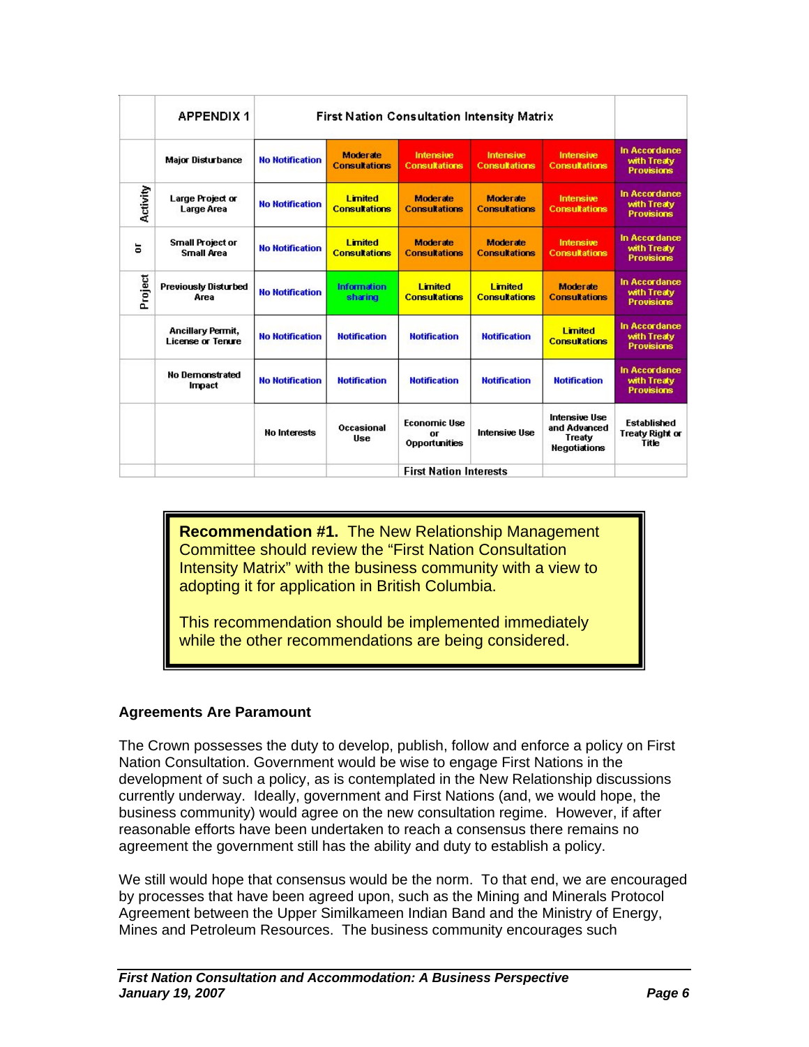| | APPENDIX 1 | First Nation Consultation Intensity Matrix | | | | | |
|---|---|---|---|---|---|---|---|
| | Major Disturbance | No Notification | Moderate Consultations | Intensive Consultations | Intensive Consultations | Intensive Consultations | In Accordance with Treaty Provisions |
| Activity | Large Project or Large Area | No Notification | Limited Consultations | Moderate Consultations | Moderate Consultations | Intensive Consultations | In Accordance with Treaty Provisions |
| or | Small Project or Small Area | No Notification | Limited Consultations | Moderate Consultations | Moderate Consultations | Intensive Consultations | In Accordance with Treaty Provisions |
| Project | Previously Disturbed Area | No Notification | Information sharing | Limited Consultations | Limited Consultations | Moderate Consultations | In Accordance with Treaty Provisions |
| | Ancillary Permit, License or Tenure | No Notification | Notification | Notification | Notification | Limited Consultations | In Accordance with Treaty Provisions |
| | No Demonstrated Impact | No Notification | Notification | Notification | Notification | Notification | In Accordance with Treaty Provisions |
| | | No Interests | Occasional Use | Economic Use or Opportunities | Intensive Use | Intensive Use and Advanced Treaty Negotiations | Established Treaty Right or Title |
| | | | | First Nation Interests | | | |

> **Recommendation #1.** The New Relationship Management Committee should review the "First Nation Consultation Intensity Matrix" with the business community with a view to adopting it for application in British Columbia.
>
> This recommendation should be implemented immediately while the other recommendations are being considered.

**Agreements Are Paramount**

The Crown possesses the duty to develop, publish, follow and enforce a policy on First Nation Consultation. Government would be wise to engage First Nations in the development of such a policy, as is contemplated in the New Relationship discussions currently underway. Ideally, government and First Nations (and, we would hope, the business community) would agree on the new consultation regime. However, if after reasonable efforts have been undertaken to reach a consensus there remains no agreement the government still has the ability and duty to establish a policy.

We still would hope that consensus would be the norm. To that end, we are encouraged by processes that have been agreed upon, such as the Mining and Minerals Protocol Agreement between the Upper Similkameen Indian Band and the Ministry of Energy, Mines and Petroleum Resources. The business community encourages such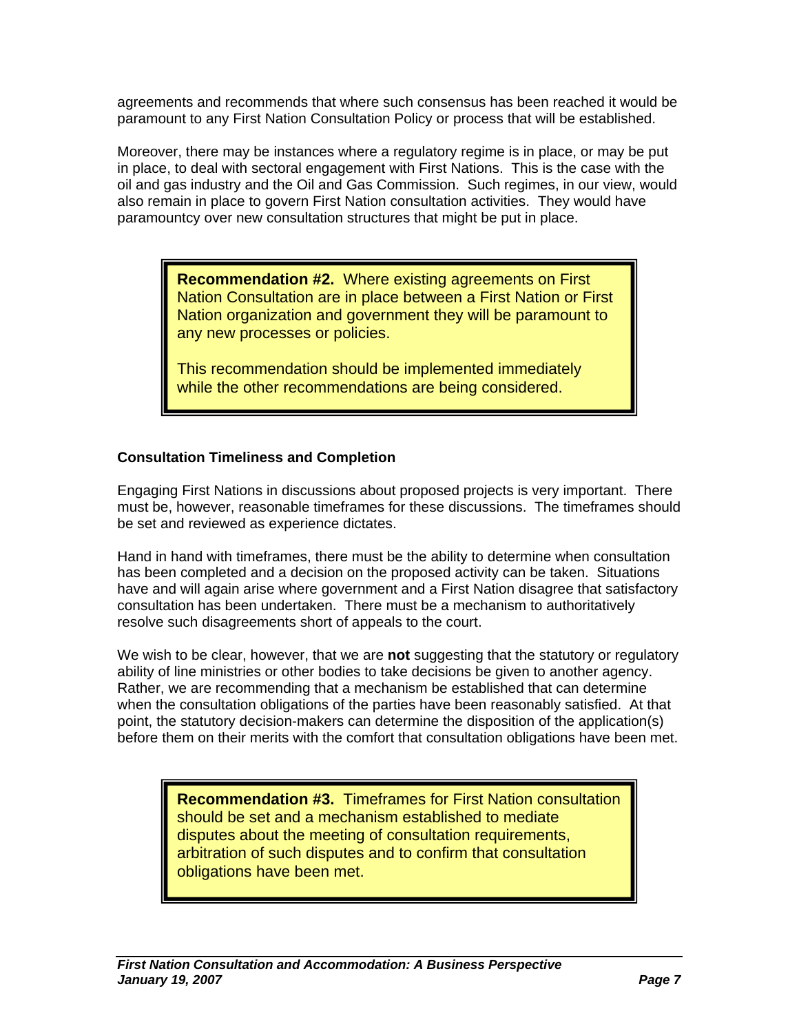agreements and recommends that where such consensus has been reached it would be paramount to any First Nation Consultation Policy or process that will be established.

Moreover, there may be instances where a regulatory regime is in place, or may be put in place, to deal with sectoral engagement with First Nations. This is the case with the oil and gas industry and the Oil and Gas Commission. Such regimes, in our view, would also remain in place to govern First Nation consultation activities. They would have paramountcy over new consultation structures that might be put in place.

> **Recommendation #2.** Where existing agreements on First Nation Consultation are in place between a First Nation or First Nation organization and government they will be paramount to any new processes or policies.
>
> This recommendation should be implemented immediately while the other recommendations are being considered.

**Consultation Timeliness and Completion**

Engaging First Nations in discussions about proposed projects is very important. There must be, however, reasonable timeframes for these discussions. The timeframes should be set and reviewed as experience dictates.

Hand in hand with timeframes, there must be the ability to determine when consultation has been completed and a decision on the proposed activity can be taken. Situations have and will again arise where government and a First Nation disagree that satisfactory consultation has been undertaken. There must be a mechanism to authoritatively resolve such disagreements short of appeals to the court.

We wish to be clear, however, that we are **not** suggesting that the statutory or regulatory ability of line ministries or other bodies to take decisions be given to another agency. Rather, we are recommending that a mechanism be established that can determine when the consultation obligations of the parties have been reasonably satisfied. At that point, the statutory decision-makers can determine the disposition of the application(s) before them on their merits with the comfort that consultation obligations have been met.

> **Recommendation #3.** Timeframes for First Nation consultation should be set and a mechanism established to mediate disputes about the meeting of consultation requirements, arbitration of such disputes and to confirm that consultation obligations have been met.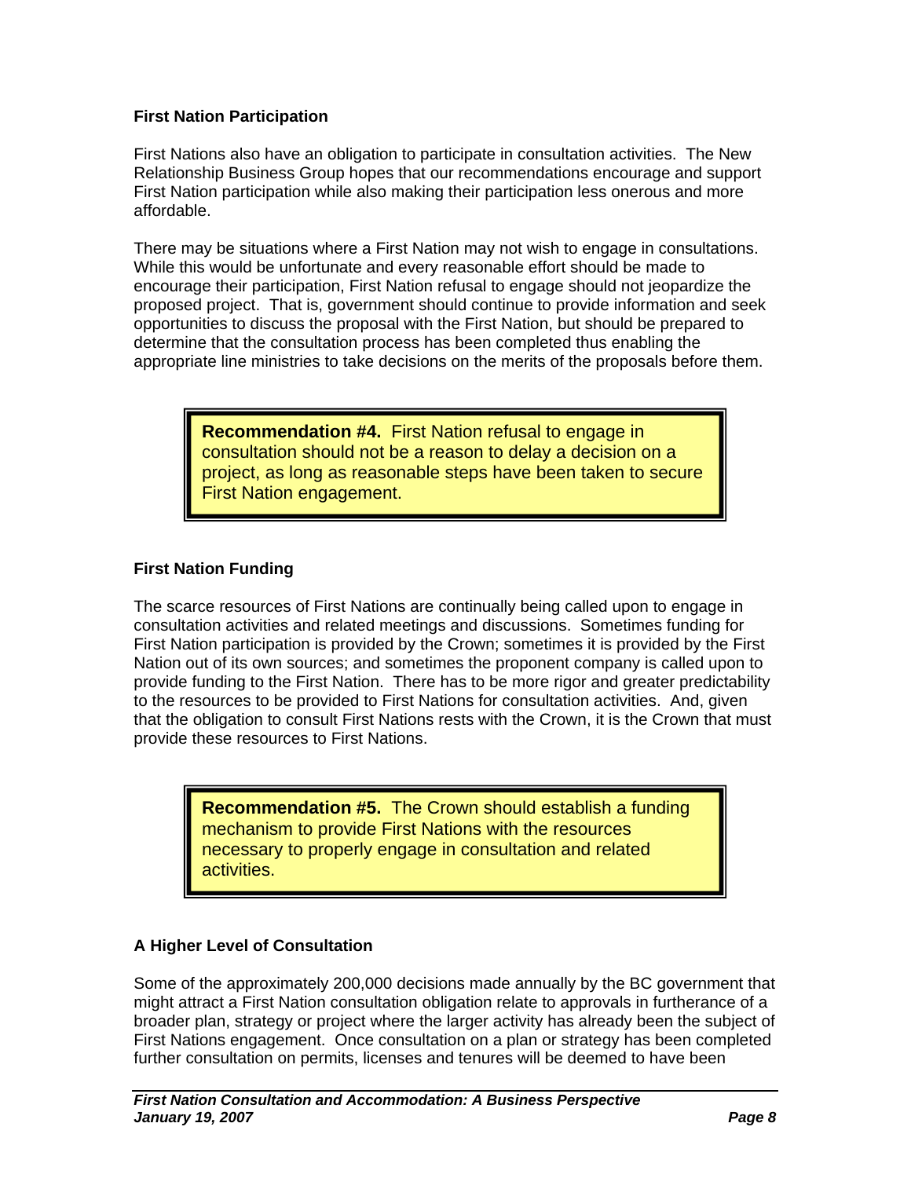### First Nation Participation

First Nations also have an obligation to participate in consultation activities. The New Relationship Business Group hopes that our recommendations encourage and support First Nation participation while also making their participation less onerous and more affordable.

There may be situations where a First Nation may not wish to engage in consultations. While this would be unfortunate and every reasonable effort should be made to encourage their participation, First Nation refusal to engage should not jeopardize the proposed project. That is, government should continue to provide information and seek opportunities to discuss the proposal with the First Nation, but should be prepared to determine that the consultation process has been completed thus enabling the appropriate line ministries to take decisions on the merits of the proposals before them.

> **Recommendation #4.** First Nation refusal to engage in consultation should not be a reason to delay a decision on a project, as long as reasonable steps have been taken to secure First Nation engagement.

### First Nation Funding

The scarce resources of First Nations are continually being called upon to engage in consultation activities and related meetings and discussions. Sometimes funding for First Nation participation is provided by the Crown; sometimes it is provided by the First Nation out of its own sources; and sometimes the proponent company is called upon to provide funding to the First Nation. There has to be more rigor and greater predictability to the resources to be provided to First Nations for consultation activities. And, given that the obligation to consult First Nations rests with the Crown, it is the Crown that must provide these resources to First Nations.

> **Recommendation #5.** The Crown should establish a funding mechanism to provide First Nations with the resources necessary to properly engage in consultation and related activities.

### A Higher Level of Consultation

Some of the approximately 200,000 decisions made annually by the BC government that might attract a First Nation consultation obligation relate to approvals in furtherance of a broader plan, strategy or project where the larger activity has already been the subject of First Nations engagement. Once consultation on a plan or strategy has been completed further consultation on permits, licenses and tenures will be deemed to have been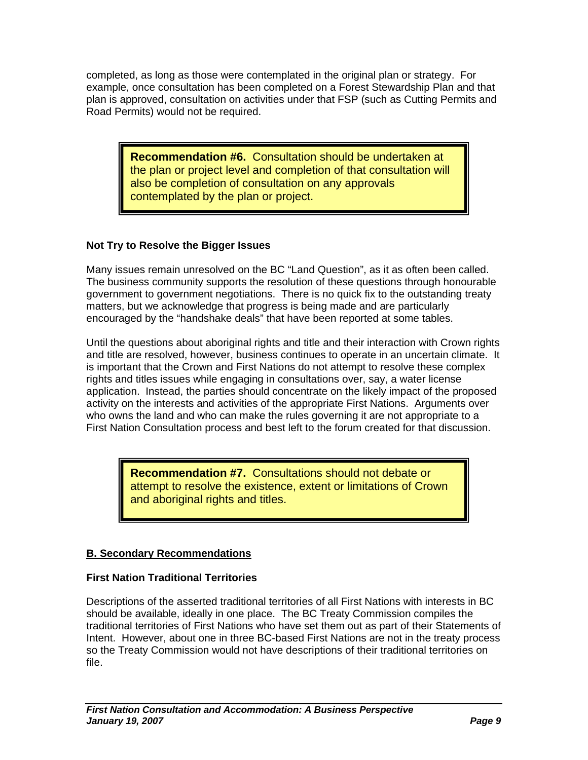completed, as long as those were contemplated in the original plan or strategy. For example, once consultation has been completed on a Forest Stewardship Plan and that plan is approved, consultation on activities under that FSP (such as Cutting Permits and Road Permits) would not be required.

> **Recommendation #6.** Consultation should be undertaken at the plan or project level and completion of that consultation will also be completion of consultation on any approvals contemplated by the plan or project.

### Not Try to Resolve the Bigger Issues

Many issues remain unresolved on the BC "Land Question", as it as often been called. The business community supports the resolution of these questions through honourable government to government negotiations. There is no quick fix to the outstanding treaty matters, but we acknowledge that progress is being made and are particularly encouraged by the "handshake deals" that have been reported at some tables.

Until the questions about aboriginal rights and title and their interaction with Crown rights and title are resolved, however, business continues to operate in an uncertain climate. It is important that the Crown and First Nations do not attempt to resolve these complex rights and titles issues while engaging in consultations over, say, a water license application. Instead, the parties should concentrate on the likely impact of the proposed activity on the interests and activities of the appropriate First Nations. Arguments over who owns the land and who can make the rules governing it are not appropriate to a First Nation Consultation process and best left to the forum created for that discussion.

> **Recommendation #7.** Consultations should not debate or attempt to resolve the existence, extent or limitations of Crown and aboriginal rights and titles.

## B. Secondary Recommendations

### First Nation Traditional Territories

Descriptions of the asserted traditional territories of all First Nations with interests in BC should be available, ideally in one place. The BC Treaty Commission compiles the traditional territories of First Nations who have set them out as part of their Statements of Intent. However, about one in three BC-based First Nations are not in the treaty process so the Treaty Commission would not have descriptions of their traditional territories on file.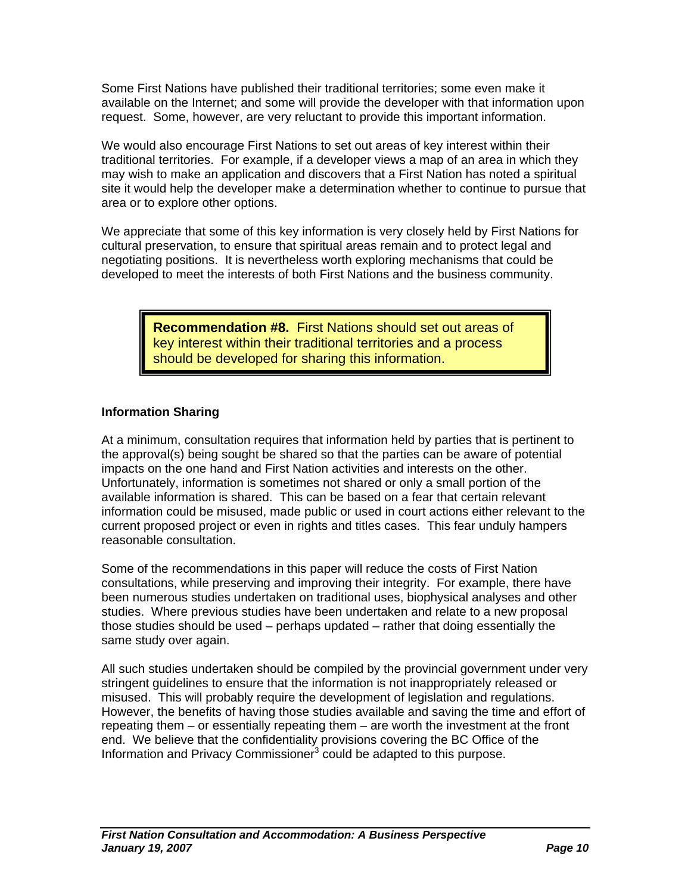Some First Nations have published their traditional territories; some even make it available on the Internet; and some will provide the developer with that information upon request. Some, however, are very reluctant to provide this important information.

We would also encourage First Nations to set out areas of key interest within their traditional territories. For example, if a developer views a map of an area in which they may wish to make an application and discovers that a First Nation has noted a spiritual site it would help the developer make a determination whether to continue to pursue that area or to explore other options.

We appreciate that some of this key information is very closely held by First Nations for cultural preservation, to ensure that spiritual areas remain and to protect legal and negotiating positions. It is nevertheless worth exploring mechanisms that could be developed to meet the interests of both First Nations and the business community.

> **Recommendation #8.** First Nations should set out areas of key interest within their traditional territories and a process should be developed for sharing this information.

### Information Sharing

At a minimum, consultation requires that information held by parties that is pertinent to the approval(s) being sought be shared so that the parties can be aware of potential impacts on the one hand and First Nation activities and interests on the other. Unfortunately, information is sometimes not shared or only a small portion of the available information is shared. This can be based on a fear that certain relevant information could be misused, made public or used in court actions either relevant to the current proposed project or even in rights and titles cases. This fear unduly hampers reasonable consultation.

Some of the recommendations in this paper will reduce the costs of First Nation consultations, while preserving and improving their integrity. For example, there have been numerous studies undertaken on traditional uses, biophysical analyses and other studies. Where previous studies have been undertaken and relate to a new proposal those studies should be used – perhaps updated – rather that doing essentially the same study over again.

All such studies undertaken should be compiled by the provincial government under very stringent guidelines to ensure that the information is not inappropriately released or misused. This will probably require the development of legislation and regulations. However, the benefits of having those studies available and saving the time and effort of repeating them – or essentially repeating them – are worth the investment at the front end. We believe that the confidentiality provisions covering the BC Office of the Information and Privacy Commissioner[3] could be adapted to this purpose.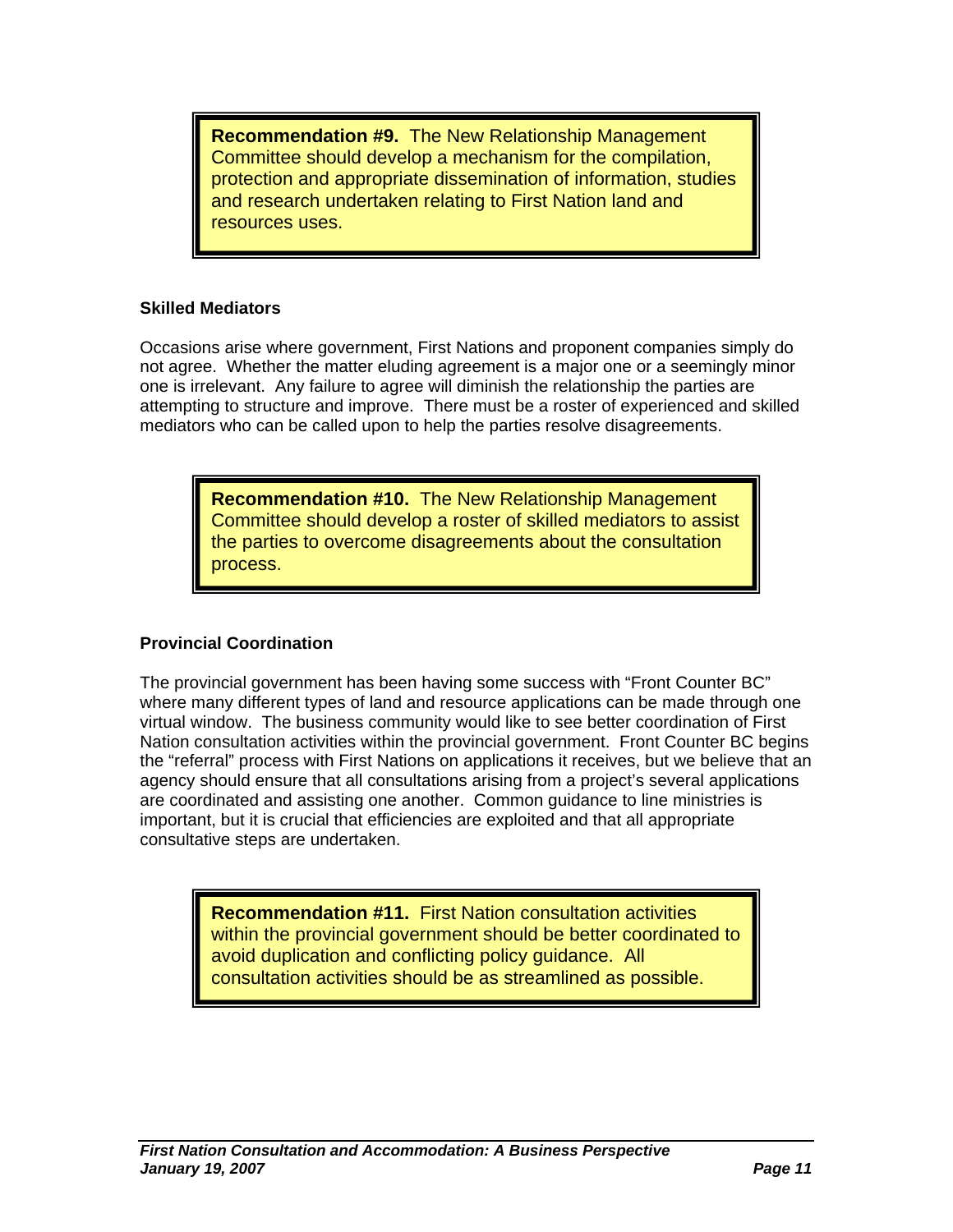> **Recommendation #9.** The New Relationship Management Committee should develop a mechanism for the compilation, protection and appropriate dissemination of information, studies and research undertaken relating to First Nation land and resources uses.

**Skilled Mediators**

Occasions arise where government, First Nations and proponent companies simply do not agree. Whether the matter eluding agreement is a major one or a seemingly minor one is irrelevant. Any failure to agree will diminish the relationship the parties are attempting to structure and improve. There must be a roster of experienced and skilled mediators who can be called upon to help the parties resolve disagreements.

> **Recommendation #10.** The New Relationship Management Committee should develop a roster of skilled mediators to assist the parties to overcome disagreements about the consultation process.

**Provincial Coordination**

The provincial government has been having some success with "Front Counter BC" where many different types of land and resource applications can be made through one virtual window. The business community would like to see better coordination of First Nation consultation activities within the provincial government. Front Counter BC begins the "referral" process with First Nations on applications it receives, but we believe that an agency should ensure that all consultations arising from a project's several applications are coordinated and assisting one another. Common guidance to line ministries is important, but it is crucial that efficiencies are exploited and that all appropriate consultative steps are undertaken.

> **Recommendation #11.** First Nation consultation activities within the provincial government should be better coordinated to avoid duplication and conflicting policy guidance. All consultation activities should be as streamlined as possible.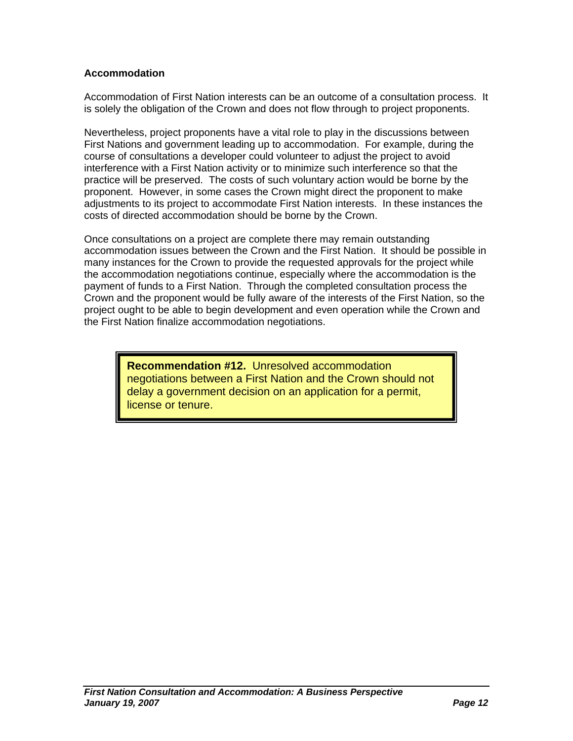### Accommodation

Accommodation of First Nation interests can be an outcome of a consultation process. It is solely the obligation of the Crown and does not flow through to project proponents.

Nevertheless, project proponents have a vital role to play in the discussions between First Nations and government leading up to accommodation. For example, during the course of consultations a developer could volunteer to adjust the project to avoid interference with a First Nation activity or to minimize such interference so that the practice will be preserved. The costs of such voluntary action would be borne by the proponent. However, in some cases the Crown might direct the proponent to make adjustments to its project to accommodate First Nation interests. In these instances the costs of directed accommodation should be borne by the Crown.

Once consultations on a project are complete there may remain outstanding accommodation issues between the Crown and the First Nation. It should be possible in many instances for the Crown to provide the requested approvals for the project while the accommodation negotiations continue, especially where the accommodation is the payment of funds to a First Nation. Through the completed consultation process the Crown and the proponent would be fully aware of the interests of the First Nation, so the project ought to be able to begin development and even operation while the Crown and the First Nation finalize accommodation negotiations.

> **Recommendation #12.** Unresolved accommodation negotiations between a First Nation and the Crown should not delay a government decision on an application for a permit, license or tenure.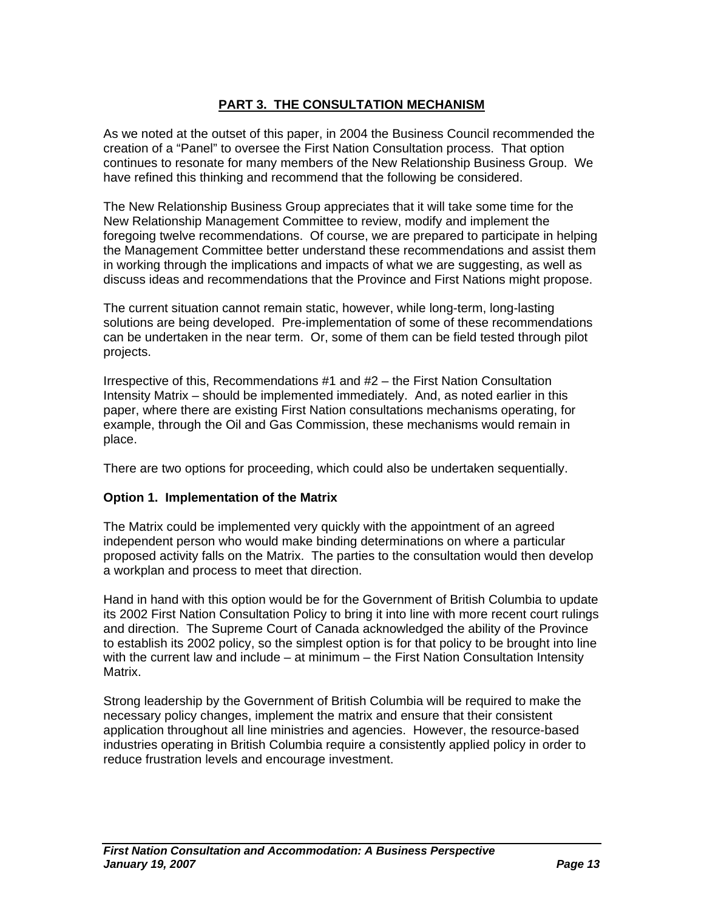## PART 3. THE CONSULTATION MECHANISM

As we noted at the outset of this paper, in 2004 the Business Council recommended the creation of a "Panel" to oversee the First Nation Consultation process. That option continues to resonate for many members of the New Relationship Business Group. We have refined this thinking and recommend that the following be considered.

The New Relationship Business Group appreciates that it will take some time for the New Relationship Management Committee to review, modify and implement the foregoing twelve recommendations. Of course, we are prepared to participate in helping the Management Committee better understand these recommendations and assist them in working through the implications and impacts of what we are suggesting, as well as discuss ideas and recommendations that the Province and First Nations might propose.

The current situation cannot remain static, however, while long-term, long-lasting solutions are being developed. Pre-implementation of some of these recommendations can be undertaken in the near term. Or, some of them can be field tested through pilot projects.

Irrespective of this, Recommendations #1 and #2 – the First Nation Consultation Intensity Matrix – should be implemented immediately. And, as noted earlier in this paper, where there are existing First Nation consultations mechanisms operating, for example, through the Oil and Gas Commission, these mechanisms would remain in place.

There are two options for proceeding, which could also be undertaken sequentially.

### Option 1. Implementation of the Matrix

The Matrix could be implemented very quickly with the appointment of an agreed independent person who would make binding determinations on where a particular proposed activity falls on the Matrix. The parties to the consultation would then develop a workplan and process to meet that direction.

Hand in hand with this option would be for the Government of British Columbia to update its 2002 First Nation Consultation Policy to bring it into line with more recent court rulings and direction. The Supreme Court of Canada acknowledged the ability of the Province to establish its 2002 policy, so the simplest option is for that policy to be brought into line with the current law and include – at minimum – the First Nation Consultation Intensity Matrix.

Strong leadership by the Government of British Columbia will be required to make the necessary policy changes, implement the matrix and ensure that their consistent application throughout all line ministries and agencies. However, the resource-based industries operating in British Columbia require a consistently applied policy in order to reduce frustration levels and encourage investment.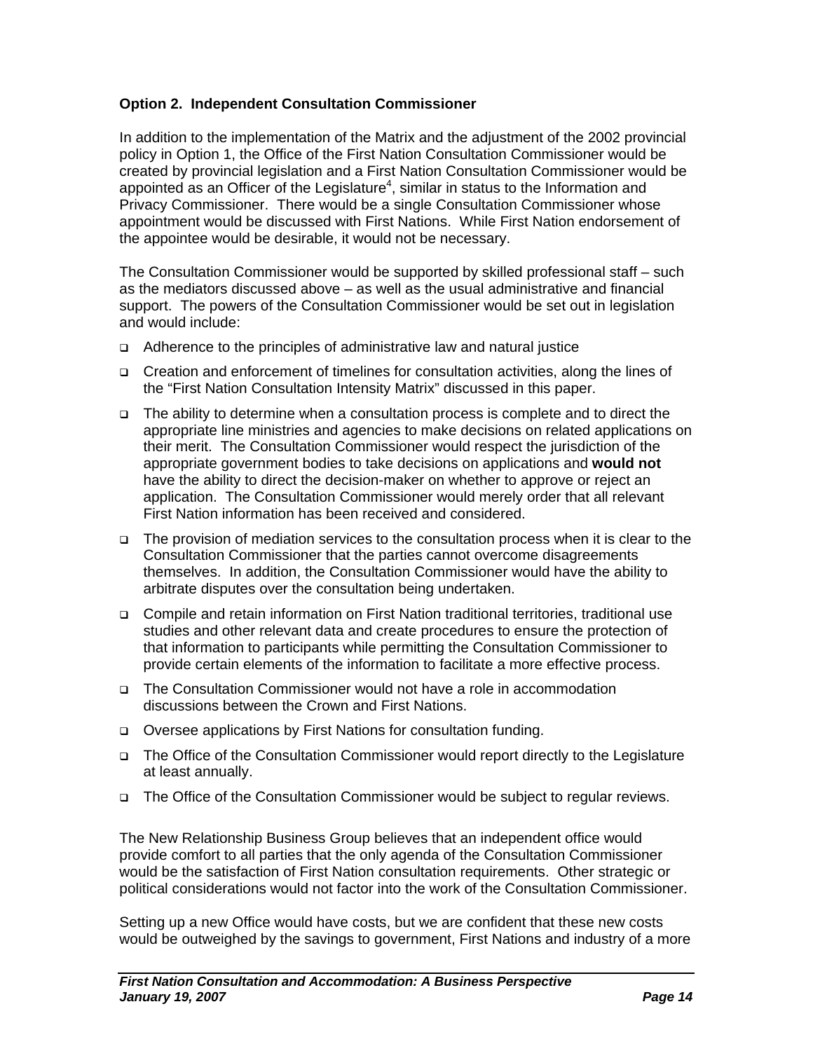**Option 2. Independent Consultation Commissioner**

In addition to the implementation of the Matrix and the adjustment of the 2002 provincial policy in Option 1, the Office of the First Nation Consultation Commissioner would be created by provincial legislation and a First Nation Consultation Commissioner would be appointed as an Officer of the Legislature[4], similar in status to the Information and Privacy Commissioner. There would be a single Consultation Commissioner whose appointment would be discussed with First Nations. While First Nation endorsement of the appointee would be desirable, it would not be necessary.

The Consultation Commissioner would be supported by skilled professional staff – such as the mediators discussed above – as well as the usual administrative and financial support. The powers of the Consultation Commissioner would be set out in legislation and would include:

- Adherence to the principles of administrative law and natural justice
- Creation and enforcement of timelines for consultation activities, along the lines of the "First Nation Consultation Intensity Matrix" discussed in this paper.
- The ability to determine when a consultation process is complete and to direct the appropriate line ministries and agencies to make decisions on related applications on their merit. The Consultation Commissioner would respect the jurisdiction of the appropriate government bodies to take decisions on applications and **would not** have the ability to direct the decision-maker on whether to approve or reject an application. The Consultation Commissioner would merely order that all relevant First Nation information has been received and considered.
- The provision of mediation services to the consultation process when it is clear to the Consultation Commissioner that the parties cannot overcome disagreements themselves. In addition, the Consultation Commissioner would have the ability to arbitrate disputes over the consultation being undertaken.
- Compile and retain information on First Nation traditional territories, traditional use studies and other relevant data and create procedures to ensure the protection of that information to participants while permitting the Consultation Commissioner to provide certain elements of the information to facilitate a more effective process.
- The Consultation Commissioner would not have a role in accommodation discussions between the Crown and First Nations.
- Oversee applications by First Nations for consultation funding.
- The Office of the Consultation Commissioner would report directly to the Legislature at least annually.
- The Office of the Consultation Commissioner would be subject to regular reviews.

The New Relationship Business Group believes that an independent office would provide comfort to all parties that the only agenda of the Consultation Commissioner would be the satisfaction of First Nation consultation requirements. Other strategic or political considerations would not factor into the work of the Consultation Commissioner.

Setting up a new Office would have costs, but we are confident that these new costs would be outweighed by the savings to government, First Nations and industry of a more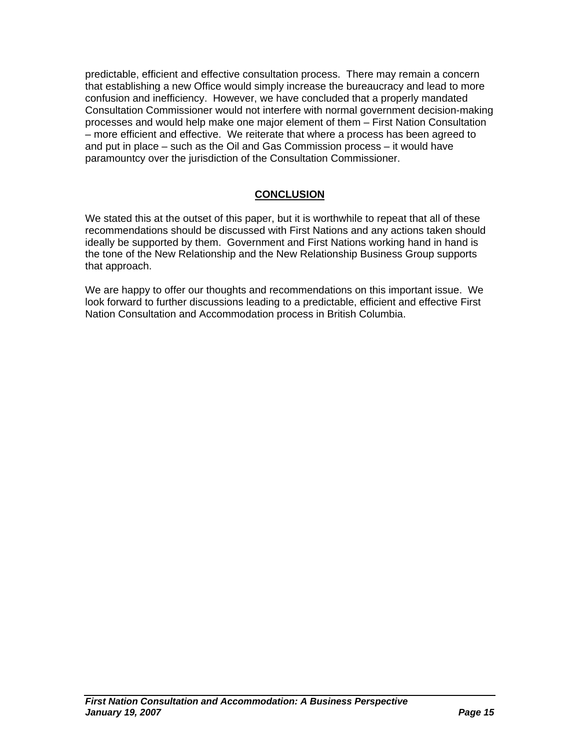predictable, efficient and effective consultation process. There may remain a concern that establishing a new Office would simply increase the bureaucracy and lead to more confusion and inefficiency. However, we have concluded that a properly mandated Consultation Commissioner would not interfere with normal government decision-making processes and would help make one major element of them – First Nation Consultation – more efficient and effective. We reiterate that where a process has been agreed to and put in place – such as the Oil and Gas Commission process – it would have paramountcy over the jurisdiction of the Consultation Commissioner.

## CONCLUSION

We stated this at the outset of this paper, but it is worthwhile to repeat that all of these recommendations should be discussed with First Nations and any actions taken should ideally be supported by them. Government and First Nations working hand in hand is the tone of the New Relationship and the New Relationship Business Group supports that approach.

We are happy to offer our thoughts and recommendations on this important issue. We look forward to further discussions leading to a predictable, efficient and effective First Nation Consultation and Accommodation process in British Columbia.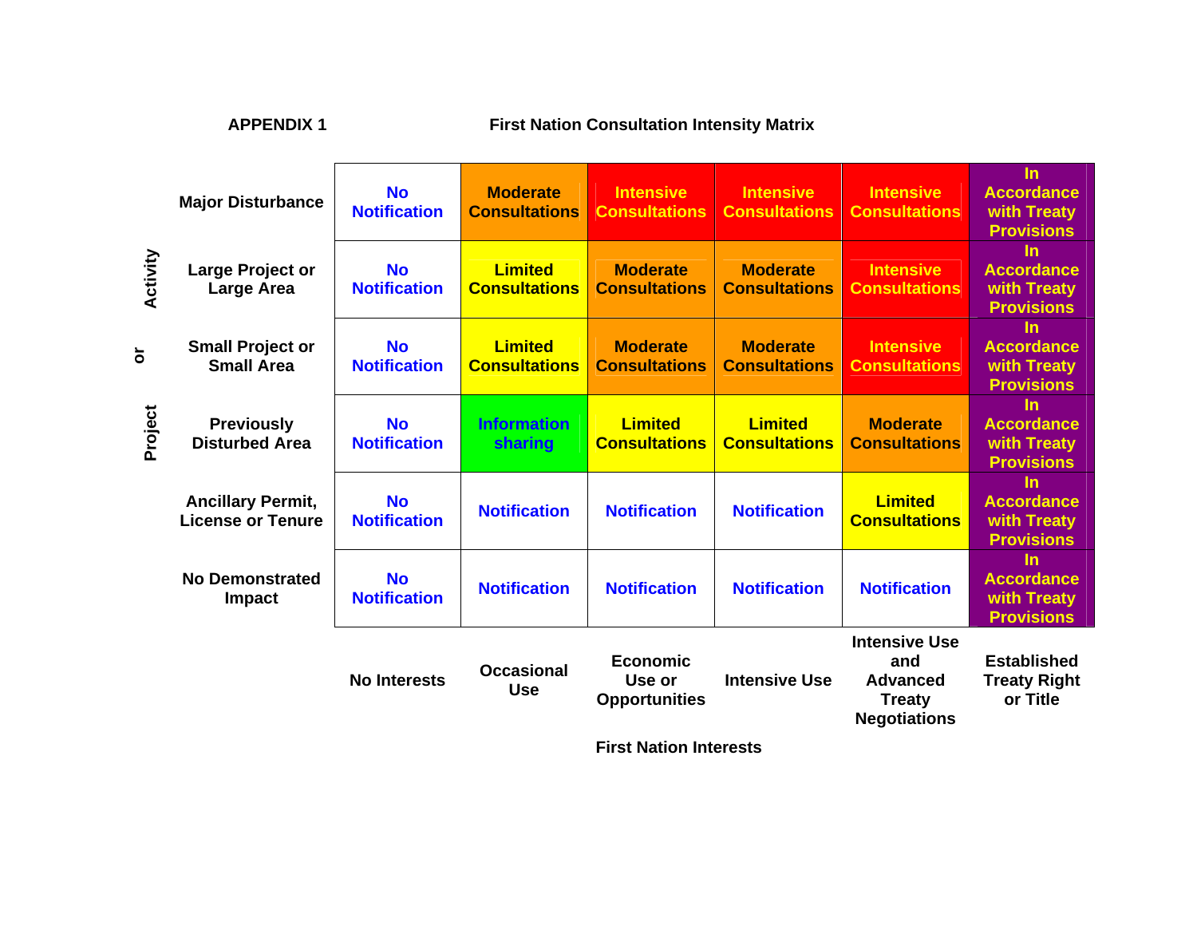APPENDIX 1

## First Nation Consultation Intensity Matrix

| Project or Activity | No Interests | Occasional Use | Economic Use or Opportunities | Intensive Use | Intensive Use and Advanced Treaty Negotiations | Established Treaty Right or Title |
|---|---|---|---|---|---|---|
| Major Disturbance | No Notification | Moderate Consultations | Intensive Consultations | Intensive Consultations | Intensive Consultations | In Accordance with Treaty Provisions |
| Large Project or Large Area | No Notification | Limited Consultations | Moderate Consultations | Moderate Consultations | Intensive Consultations | In Accordance with Treaty Provisions |
| Small Project or Small Area | No Notification | Limited Consultations | Moderate Consultations | Moderate Consultations | Intensive Consultations | In Accordance with Treaty Provisions |
| Previously Disturbed Area | No Notification | Information sharing | Limited Consultations | Limited Consultations | Moderate Consultations | In Accordance with Treaty Provisions |
| Ancillary Permit, License or Tenure | No Notification | Notification | Notification | Notification | Limited Consultations | In Accordance with Treaty Provisions |
| No Demonstrated Impact | No Notification | Notification | Notification | Notification | Notification | In Accordance with Treaty Provisions |

First Nation Interests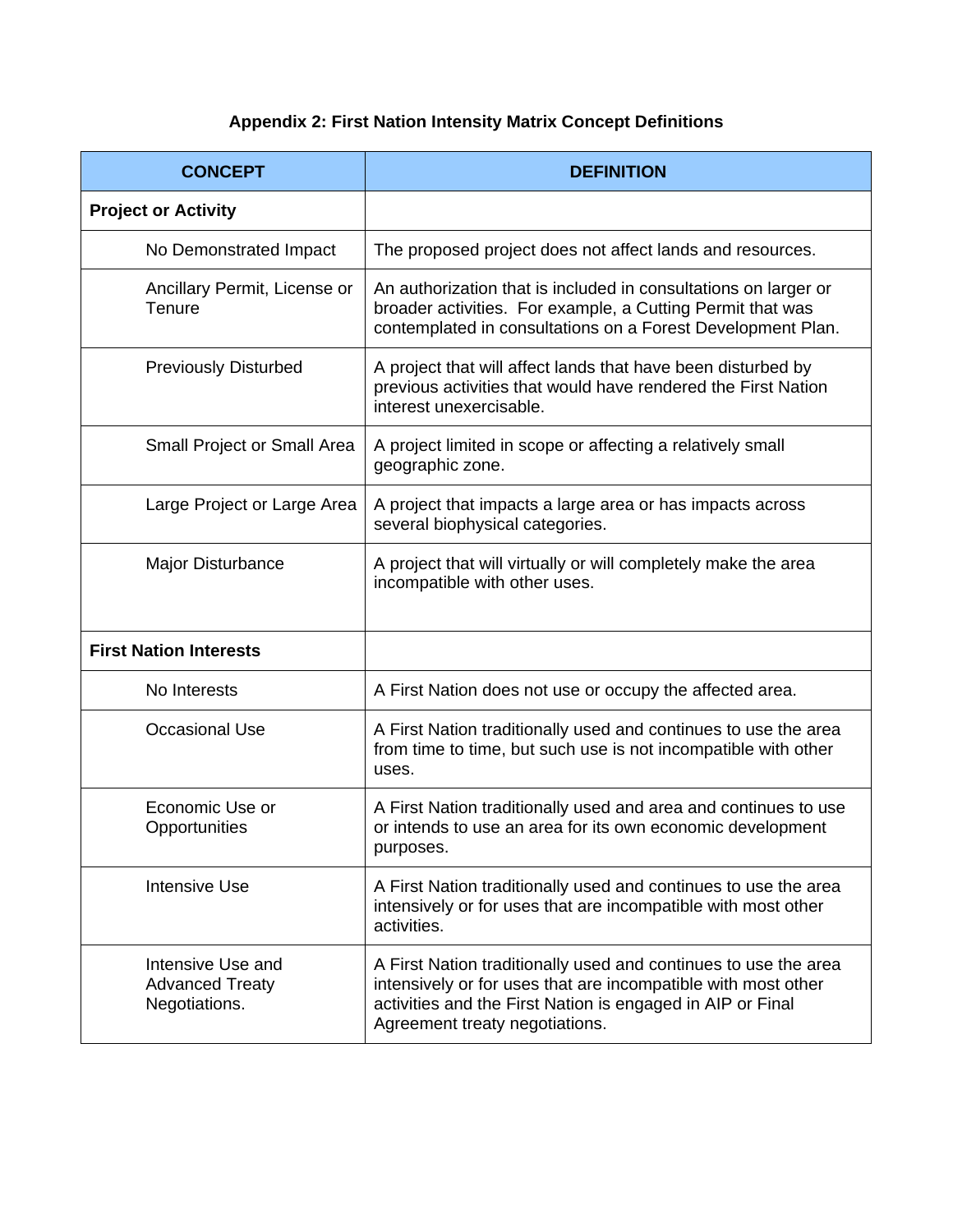### Appendix 2: First Nation Intensity Matrix Concept Definitions

| CONCEPT | DEFINITION |
|---|---|
| **Project or Activity** | |
| No Demonstrated Impact | The proposed project does not affect lands and resources. |
| Ancillary Permit, License or Tenure | An authorization that is included in consultations on larger or broader activities. For example, a Cutting Permit that was contemplated in consultations on a Forest Development Plan. |
| Previously Disturbed | A project that will affect lands that have been disturbed by previous activities that would have rendered the First Nation interest unexercisable. |
| Small Project or Small Area | A project limited in scope or affecting a relatively small geographic zone. |
| Large Project or Large Area | A project that impacts a large area or has impacts across several biophysical categories. |
| Major Disturbance | A project that will virtually or will completely make the area incompatible with other uses. |
| **First Nation Interests** | |
| No Interests | A First Nation does not use or occupy the affected area. |
| Occasional Use | A First Nation traditionally used and continues to use the area from time to time, but such use is not incompatible with other uses. |
| Economic Use or Opportunities | A First Nation traditionally used and area and continues to use or intends to use an area for its own economic development purposes. |
| Intensive Use | A First Nation traditionally used and continues to use the area intensively or for uses that are incompatible with most other activities. |
| Intensive Use and Advanced Treaty Negotiations. | A First Nation traditionally used and continues to use the area intensively or for uses that are incompatible with most other activities and the First Nation is engaged in AIP or Final Agreement treaty negotiations. |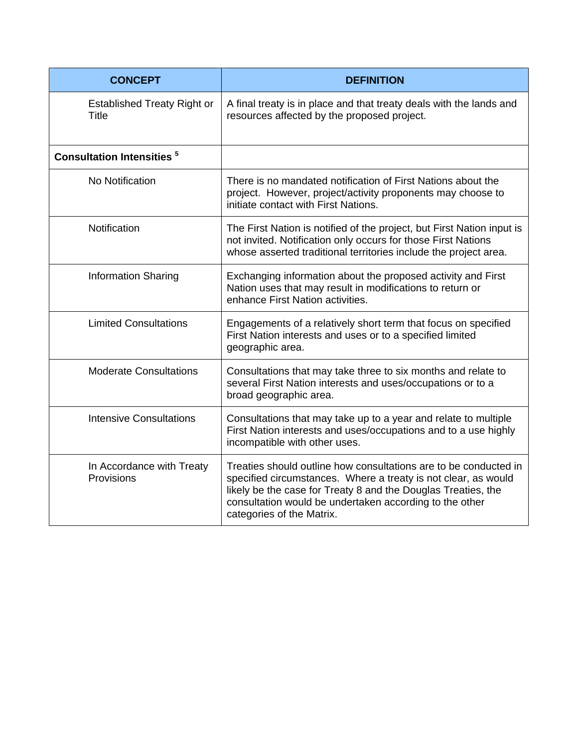| CONCEPT | DEFINITION |
|---|---|
| Established Treaty Right or Title | A final treaty is in place and that treaty deals with the lands and resources affected by the proposed project. |
| **Consultation Intensities** [5] | |
| No Notification | There is no mandated notification of First Nations about the project.  However, project/activity proponents may choose to initiate contact with First Nations. |
| Notification | The First Nation is notified of the project, but First Nation input is not invited. Notification only occurs for those First Nations whose asserted traditional territories include the project area. |
| Information Sharing | Exchanging information about the proposed activity and First Nation uses that may result in modifications to return or enhance First Nation activities. |
| Limited Consultations | Engagements of a relatively short term that focus on specified First Nation interests and uses or to a specified limited geographic area. |
| Moderate Consultations | Consultations that may take three to six months and relate to several First Nation interests and uses/occupations or to a broad geographic area. |
| Intensive Consultations | Consultations that may take up to a year and relate to multiple First Nation interests and uses/occupations and to a use highly incompatible with other uses. |
| In Accordance with Treaty Provisions | Treaties should outline how consultations are to be conducted in specified circumstances.  Where a treaty is not clear, as would likely be the case for Treaty 8 and the Douglas Treaties, the consultation would be undertaken according to the other categories of the Matrix. |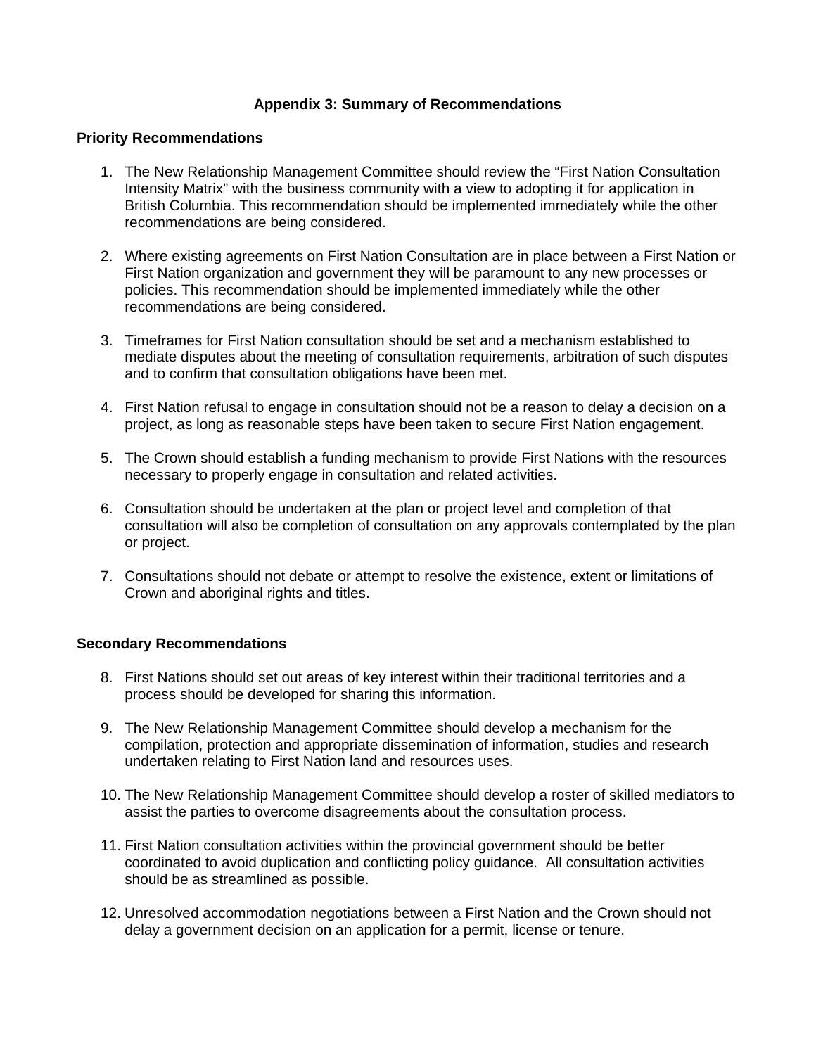## Appendix 3: Summary of Recommendations

### Priority Recommendations

1. The New Relationship Management Committee should review the “First Nation Consultation Intensity Matrix” with the business community with a view to adopting it for application in British Columbia. This recommendation should be implemented immediately while the other recommendations are being considered.

2. Where existing agreements on First Nation Consultation are in place between a First Nation or First Nation organization and government they will be paramount to any new processes or policies. This recommendation should be implemented immediately while the other recommendations are being considered.

3. Timeframes for First Nation consultation should be set and a mechanism established to mediate disputes about the meeting of consultation requirements, arbitration of such disputes and to confirm that consultation obligations have been met.

4. First Nation refusal to engage in consultation should not be a reason to delay a decision on a project, as long as reasonable steps have been taken to secure First Nation engagement.

5. The Crown should establish a funding mechanism to provide First Nations with the resources necessary to properly engage in consultation and related activities.

6. Consultation should be undertaken at the plan or project level and completion of that consultation will also be completion of consultation on any approvals contemplated by the plan or project.

7. Consultations should not debate or attempt to resolve the existence, extent or limitations of Crown and aboriginal rights and titles.

### Secondary Recommendations

8. First Nations should set out areas of key interest within their traditional territories and a process should be developed for sharing this information.

9. The New Relationship Management Committee should develop a mechanism for the compilation, protection and appropriate dissemination of information, studies and research undertaken relating to First Nation land and resources uses.

10. The New Relationship Management Committee should develop a roster of skilled mediators to assist the parties to overcome disagreements about the consultation process.

11. First Nation consultation activities within the provincial government should be better coordinated to avoid duplication and conflicting policy guidance. All consultation activities should be as streamlined as possible.

12. Unresolved accommodation negotiations between a First Nation and the Crown should not delay a government decision on an application for a permit, license or tenure.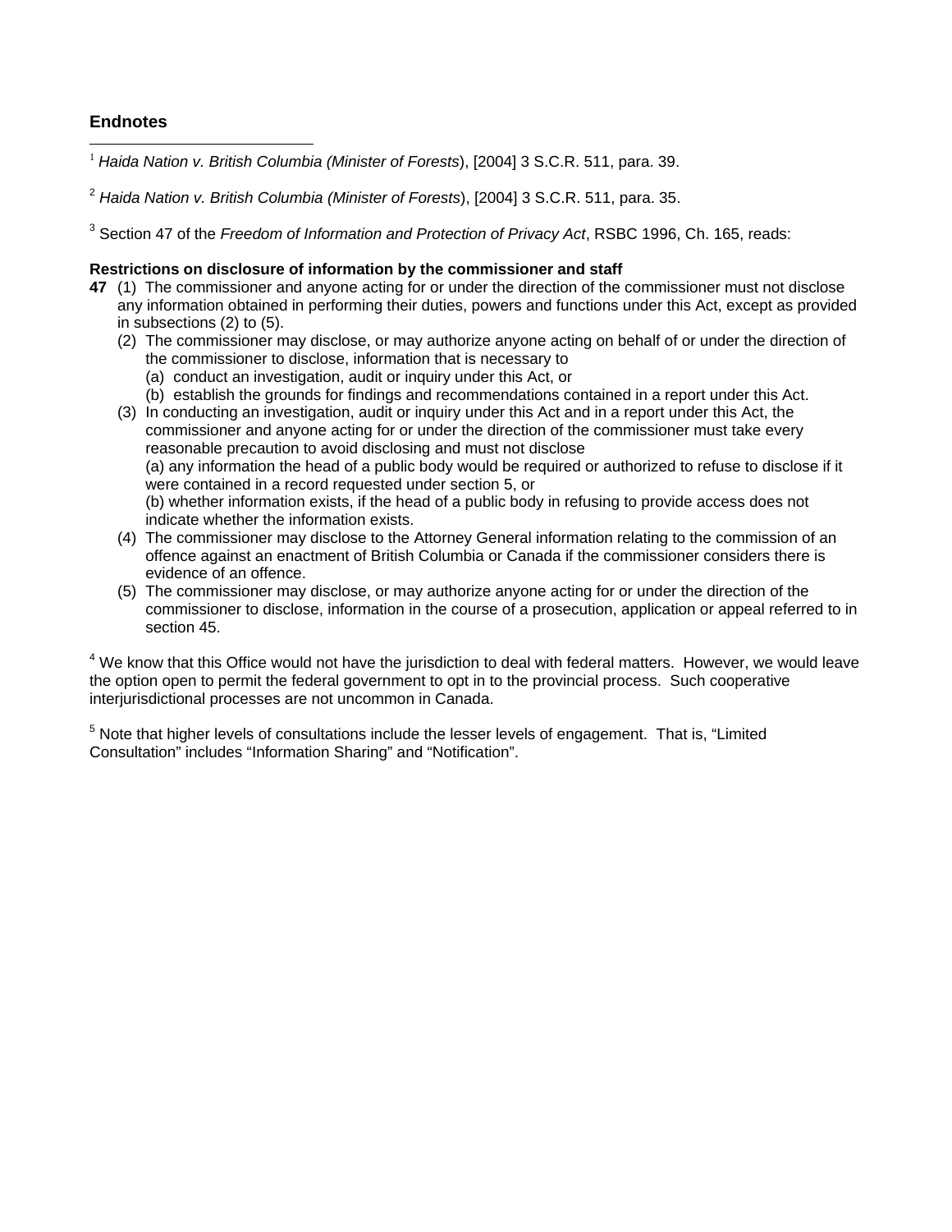## Endnotes

[1] *Haida Nation v. British Columbia (Minister of Forests*), [2004] 3 S.C.R. 511, para. 39.

[2] *Haida Nation v. British Columbia (Minister of Forests*), [2004] 3 S.C.R. 511, para. 35.

[3] Section 47 of the *Freedom of Information and Protection of Privacy Act*, RSBC 1996, Ch. 165, reads:

**Restrictions on disclosure of information by the commissioner and staff**

**47** (1) The commissioner and anyone acting for or under the direction of the commissioner must not disclose any information obtained in performing their duties, powers and functions under this Act, except as provided in subsections (2) to (5).

(2) The commissioner may disclose, or may authorize anyone acting on behalf of or under the direction of the commissioner to disclose, information that is necessary to

(a) conduct an investigation, audit or inquiry under this Act, or

(b) establish the grounds for findings and recommendations contained in a report under this Act.

(3) In conducting an investigation, audit or inquiry under this Act and in a report under this Act, the commissioner and anyone acting for or under the direction of the commissioner must take every reasonable precaution to avoid disclosing and must not disclose

(a) any information the head of a public body would be required or authorized to refuse to disclose if it were contained in a record requested under section 5, or

(b) whether information exists, if the head of a public body in refusing to provide access does not indicate whether the information exists.

(4) The commissioner may disclose to the Attorney General information relating to the commission of an offence against an enactment of British Columbia or Canada if the commissioner considers there is evidence of an offence.

(5) The commissioner may disclose, or may authorize anyone acting for or under the direction of the commissioner to disclose, information in the course of a prosecution, application or appeal referred to in section 45.

[4] We know that this Office would not have the jurisdiction to deal with federal matters. However, we would leave the option open to permit the federal government to opt in to the provincial process. Such cooperative interjurisdictional processes are not uncommon in Canada.

[5] Note that higher levels of consultations include the lesser levels of engagement. That is, "Limited Consultation" includes "Information Sharing" and "Notification".